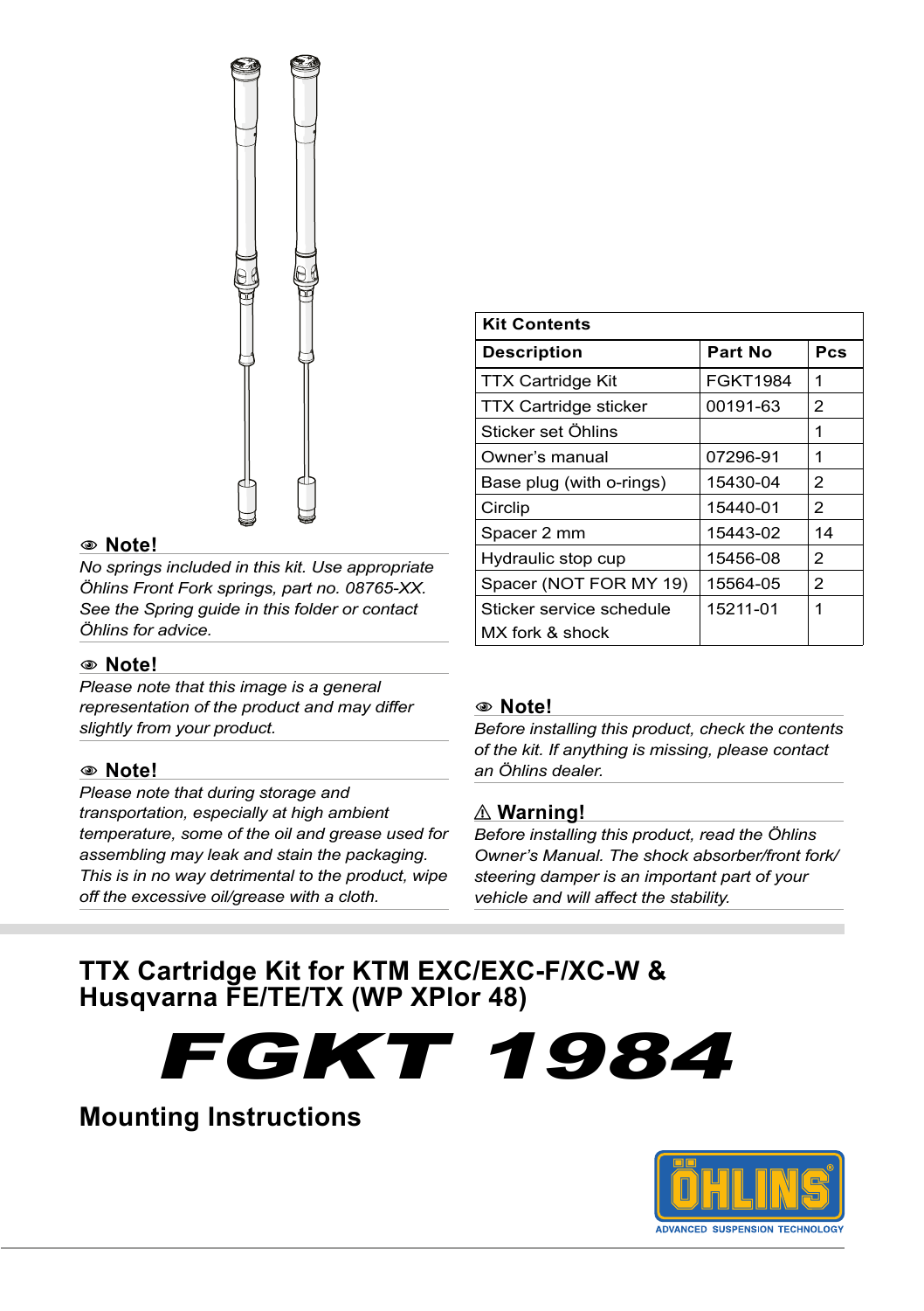### Note!

*No springs included in this kit. Use appropriate Öhlins Front Fork springs, part no. 08765-XX. See the Spring guide in this folder or contact Öhlins for advice.*

### Note!

*Please note that this image is a general representation of the product and may differ slightly from your product.*

### Note!

*Please note that during storage and transportation, especially at high ambient temperature, some of the oil and grease used for assembling may leak and stain the packaging. This is in no way detrimental to the product, wipe off the excessive oil/grease with a cloth.*

| Kit Contents | | |
|---|---|---|
| **Description** | **Part No** | **Pcs** |
| TTX Cartridge Kit | FGKT1984 | 1 |
| TTX Cartridge sticker | 00191-63 | 2 |
| Sticker set Öhlins | | 1 |
| Owner's manual | 07296-91 | 1 |
| Base plug (with o-rings) | 15430-04 | 2 |
| Circlip | 15440-01 | 2 |
| Spacer 2 mm | 15443-02 | 14 |
| Hydraulic stop cup | 15456-08 | 2 |
| Spacer (NOT FOR MY 19) | 15564-05 | 2 |
| Sticker service schedule MX fork & shock | 15211-01 | 1 |

### Note!

*Before installing this product, check the contents of the kit. If anything is missing, please contact an Öhlins dealer.*

### ⚠ Warning!

*Before installing this product, read the Öhlins Owner's Manual. The shock absorber/front fork/ steering damper is an important part of your vehicle and will affect the stability.*

# TTX Cartridge Kit for KTM EXC/EXC-F/XC-W & Husqvarna FE/TE/TX (WP XPlor 48)

# FGKT 1984

## Mounting Instructions

ÖHLINS
ADVANCED SUSPENSION TECHNOLOGY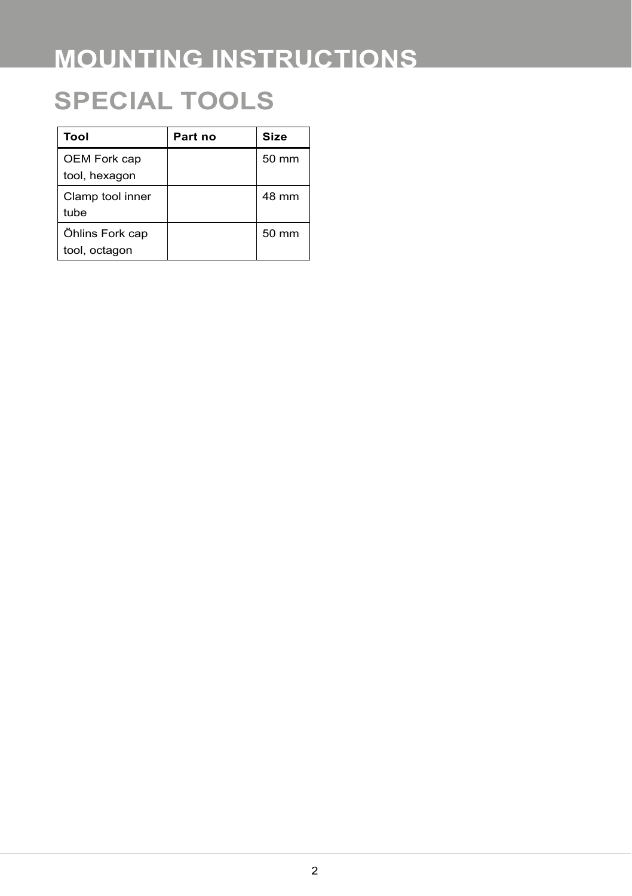# MOUNTING INSTRUCTIONS

## SPECIAL TOOLS

| Tool | Part no | Size |
| --- | --- | --- |
| OEM Fork cap tool, hexagon | | 50 mm |
| Clamp tool inner tube | | 48 mm |
| Öhlins Fork cap tool, octagon | | 50 mm |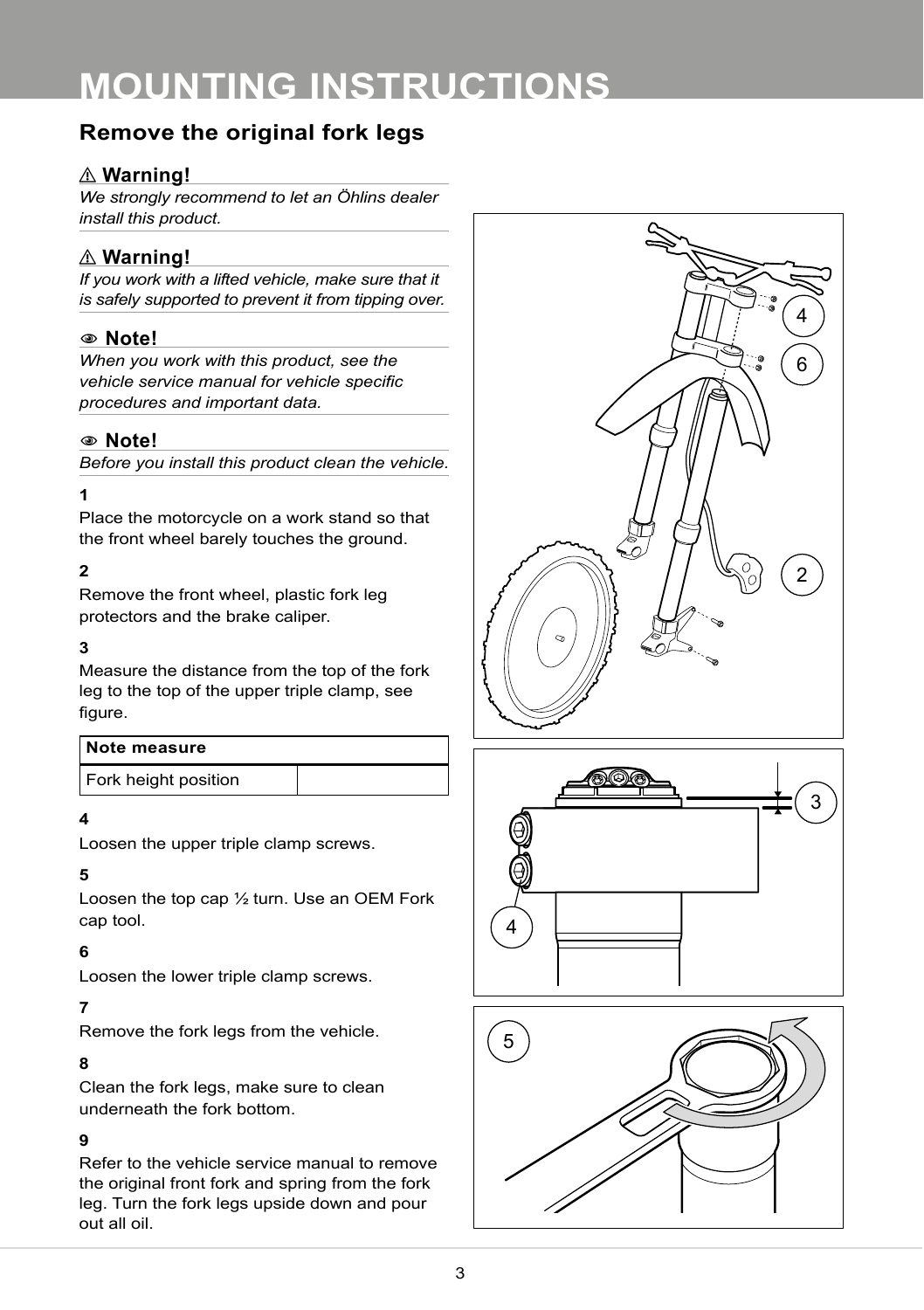# MOUNTING INSTRUCTIONS

## Remove the original fork legs

⚠ **Warning!**

*We strongly recommend to let an Öhlins dealer install this product.*

⚠ **Warning!**

*If you work with a lifted vehicle, make sure that it is safely supported to prevent it from tipping over.*

**Note!**

*When you work with this product, see the vehicle service manual for vehicle specific procedures and important data.*

**Note!**

*Before you install this product clean the vehicle.*

**1**

Place the motorcycle on a work stand so that the front wheel barely touches the ground.

**2**

Remove the front wheel, plastic fork leg protectors and the brake caliper.

**3**

Measure the distance from the top of the fork leg to the top of the upper triple clamp, see figure.

| Note measure | |
|---|---|
| Fork height position | |

**4**

Loosen the upper triple clamp screws.

**5**

Loosen the top cap ½ turn. Use an OEM Fork cap tool.

**6**

Loosen the lower triple clamp screws.

**7**

Remove the fork legs from the vehicle.

**8**

Clean the fork legs, make sure to clean underneath the fork bottom.

**9**

Refer to the vehicle service manual to remove the original front fork and spring from the fork leg. Turn the fork legs upside down and pour out all oil.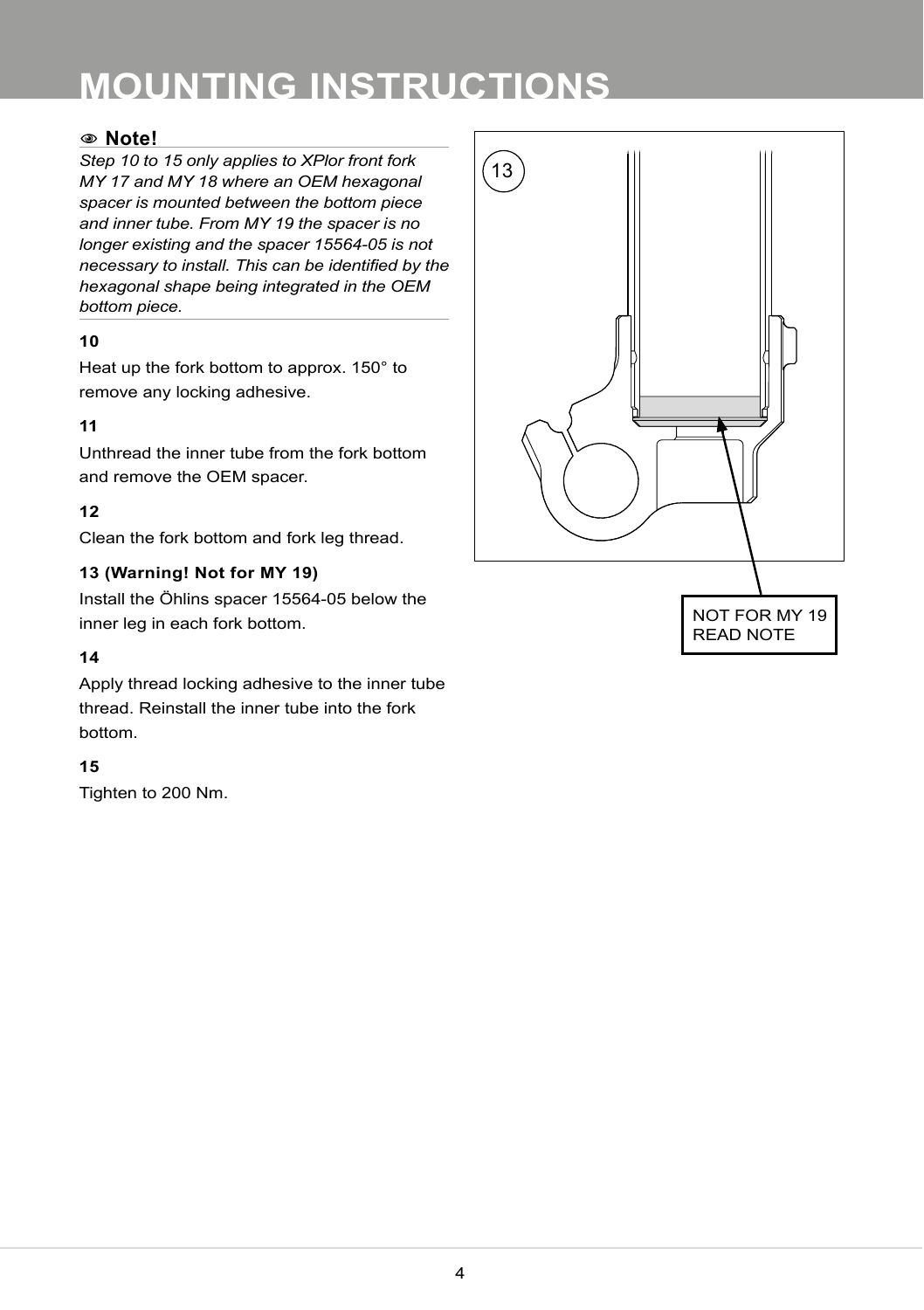# MOUNTING INSTRUCTIONS

**Note!**

*Step 10 to 15 only applies to XPlor front fork MY 17 and MY 18 where an OEM hexagonal spacer is mounted between the bottom piece and inner tube. From MY 19 the spacer is no longer existing and the spacer 15564-05 is not necessary to install. This can be identified by the hexagonal shape being integrated in the OEM bottom piece.*

**10**

Heat up the fork bottom to approx. 150° to remove any locking adhesive.

**11**

Unthread the inner tube from the fork bottom and remove the OEM spacer.

**12**

Clean the fork bottom and fork leg thread.

**13 (Warning! Not for MY 19)**

Install the Öhlins spacer 15564-05 below the inner leg in each fork bottom.

**14**

Apply thread locking adhesive to the inner tube thread. Reinstall the inner tube into the fork bottom.

**15**

Tighten to 200 Nm.

13

NOT FOR MY 19
READ NOTE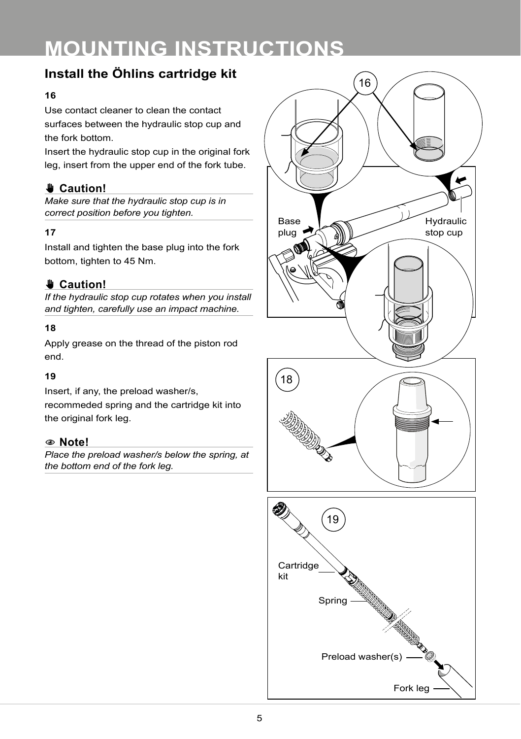# MOUNTING INSTRUCTIONS

## Install the Öhlins cartridge kit

**16**

Use contact cleaner to clean the contact surfaces between the hydraulic stop cup and the fork bottom.
Insert the hydraulic stop cup in the original fork leg, insert from the upper end of the fork tube.

**Caution!**

*Make sure that the hydraulic stop cup is in correct position before you tighten.*

**17**

Install and tighten the base plug into the fork bottom, tighten to 45 Nm.

**Caution!**

*If the hydraulic stop cup rotates when you install and tighten, carefully use an impact machine.*

**18**

Apply grease on the thread of the piston rod end.

**19**

Insert, if any, the preload washer/s, recommeded spring and the cartridge kit into the original fork leg.

**Note!**

*Place the preload washer/s below the spring, at the bottom end of the fork leg.*

16

Base plug

Hydraulic stop cup

18

19

Cartridge kit

Spring

Preload washer(s)

Fork leg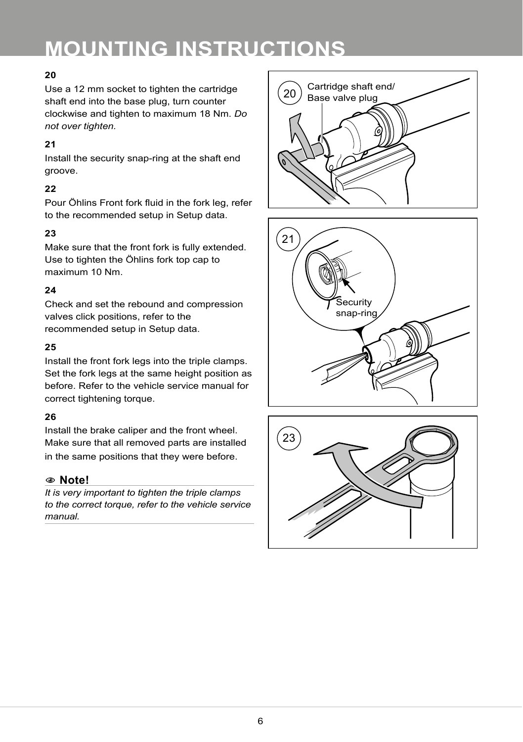# MOUNTING INSTRUCTIONS

**20**

Use a 12 mm socket to tighten the cartridge shaft end into the base plug, turn counter clockwise and tighten to maximum 18 Nm. *Do not over tighten.*

**21**

Install the security snap-ring at the shaft end groove.

**22**

Pour Öhlins Front fork fluid in the fork leg, refer to the recommended setup in Setup data.

**23**

Make sure that the front fork is fully extended. Use to tighten the Öhlins fork top cap to maximum 10 Nm.

**24**

Check and set the rebound and compression valves click positions, refer to the recommended setup in Setup data.

**25**

Install the front fork legs into the triple clamps. Set the fork legs at the same height position as before. Refer to the vehicle service manual for correct tightening torque.

**26**

Install the brake caliper and the front wheel. Make sure that all removed parts are installed in the same positions that they were before.

**Note!**

*It is very important to tighten the triple clamps to the correct torque, refer to the vehicle service manual.*

20 Cartridge shaft end/ Base valve plug

21 Security snap-ring

23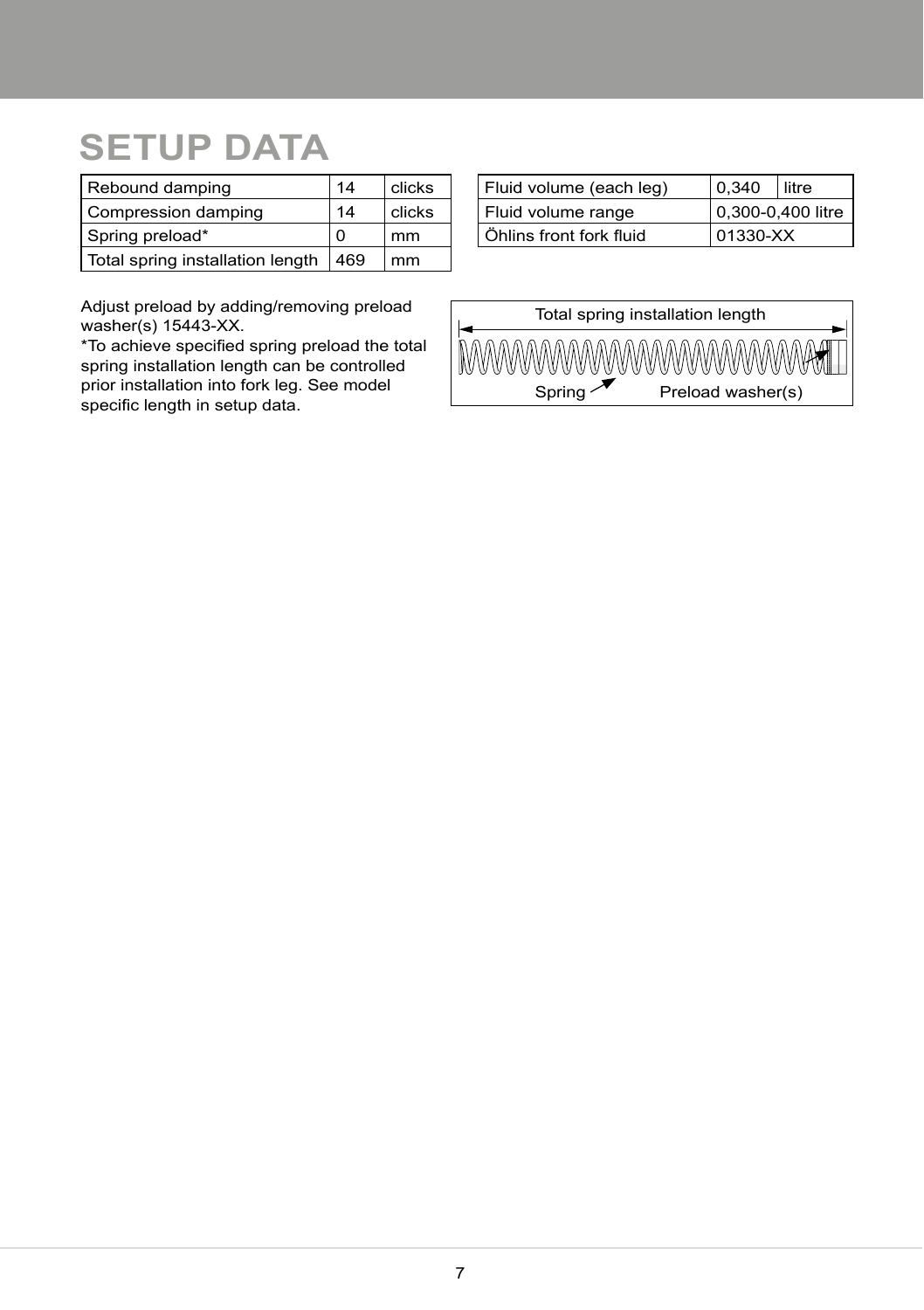# SETUP DATA

| Rebound damping | 14 | clicks |
|---|---|---|
| Compression damping | 14 | clicks |
| Spring preload* | 0 | mm |
| Total spring installation length | 469 | mm |

| Fluid volume (each leg) | 0,340 | litre |
|---|---|---|
| Fluid volume range | 0,300-0,400 litre | |
| Öhlins front fork fluid | 01330-XX | |

Adjust preload by adding/removing preload washer(s) 15443-XX.

*To achieve specified spring preload the total spring installation length can be controlled prior installation into fork leg. See model specific length in setup data.

Total spring installation length

Spring

Preload washer(s)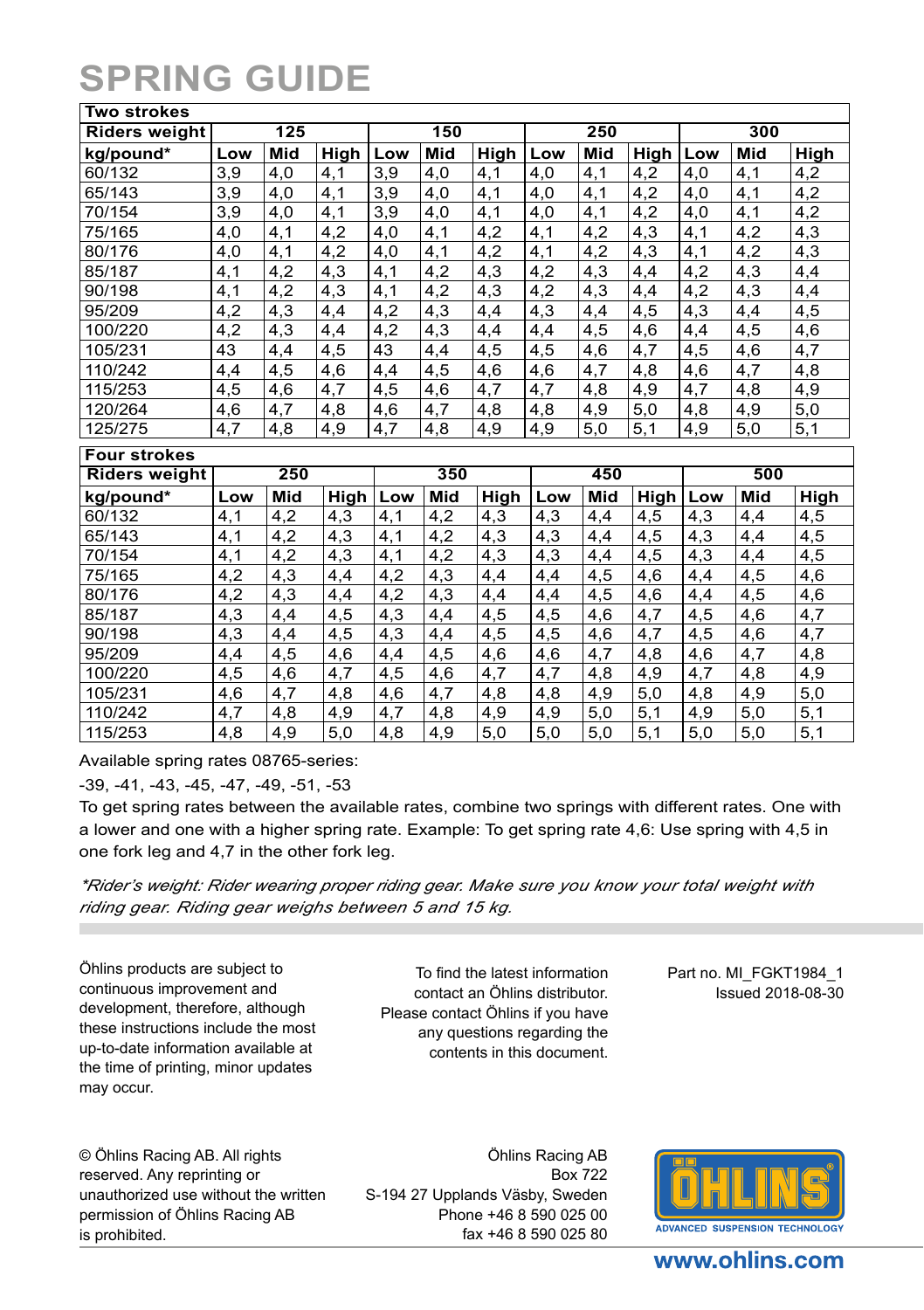# SPRING GUIDE

| Two strokes | | | | | | | | | | | | |
|---|---|---|---|---|---|---|---|---|---|---|---|---|
| **Riders weight** | **125** | | | **150** | | | **250** | | | **300** | | |
| **kg/pound*** | **Low** | **Mid** | **High** | **Low** | **Mid** | **High** | **Low** | **Mid** | **High** | **Low** | **Mid** | **High** |
| 60/132 | 3,9 | 4,0 | 4,1 | 3,9 | 4,0 | 4,1 | 4,0 | 4,1 | 4,2 | 4,0 | 4,1 | 4,2 |
| 65/143 | 3,9 | 4,0 | 4,1 | 3,9 | 4,0 | 4,1 | 4,0 | 4,1 | 4,2 | 4,0 | 4,1 | 4,2 |
| 70/154 | 3,9 | 4,0 | 4,1 | 3,9 | 4,0 | 4,1 | 4,0 | 4,1 | 4,2 | 4,0 | 4,1 | 4,2 |
| 75/165 | 4,0 | 4,1 | 4,2 | 4,0 | 4,1 | 4,2 | 4,1 | 4,2 | 4,3 | 4,1 | 4,2 | 4,3 |
| 80/176 | 4,0 | 4,1 | 4,2 | 4,0 | 4,1 | 4,2 | 4,1 | 4,2 | 4,3 | 4,1 | 4,2 | 4,3 |
| 85/187 | 4,1 | 4,2 | 4,3 | 4,1 | 4,2 | 4,3 | 4,2 | 4,3 | 4,4 | 4,2 | 4,3 | 4,4 |
| 90/198 | 4,1 | 4,2 | 4,3 | 4,1 | 4,2 | 4,3 | 4,2 | 4,3 | 4,4 | 4,2 | 4,3 | 4,4 |
| 95/209 | 4,2 | 4,3 | 4,4 | 4,2 | 4,3 | 4,4 | 4,3 | 4,4 | 4,5 | 4,3 | 4,4 | 4,5 |
| 100/220 | 4,2 | 4,3 | 4,4 | 4,2 | 4,3 | 4,4 | 4,4 | 4,5 | 4,6 | 4,4 | 4,5 | 4,6 |
| 105/231 | 43 | 4,4 | 4,5 | 43 | 4,4 | 4,5 | 4,5 | 4,6 | 4,7 | 4,5 | 4,6 | 4,7 |
| 110/242 | 4,4 | 4,5 | 4,6 | 4,4 | 4,5 | 4,6 | 4,6 | 4,7 | 4,8 | 4,6 | 4,7 | 4,8 |
| 115/253 | 4,5 | 4,6 | 4,7 | 4,5 | 4,6 | 4,7 | 4,7 | 4,8 | 4,9 | 4,7 | 4,8 | 4,9 |
| 120/264 | 4,6 | 4,7 | 4,8 | 4,6 | 4,7 | 4,8 | 4,8 | 4,9 | 5,0 | 4,8 | 4,9 | 5,0 |
| 125/275 | 4,7 | 4,8 | 4,9 | 4,7 | 4,8 | 4,9 | 4,9 | 5,0 | 5,1 | 4,9 | 5,0 | 5,1 |

| Four strokes | | | | | | | | | | | | |
|---|---|---|---|---|---|---|---|---|---|---|---|---|
| **Riders weight** | **250** | | | **350** | | | **450** | | | **500** | | |
| **kg/pound*** | **Low** | **Mid** | **High** | **Low** | **Mid** | **High** | **Low** | **Mid** | **High** | **Low** | **Mid** | **High** |
| 60/132 | 4,1 | 4,2 | 4,3 | 4,1 | 4,2 | 4,3 | 4,3 | 4,4 | 4,5 | 4,3 | 4,4 | 4,5 |
| 65/143 | 4,1 | 4,2 | 4,3 | 4,1 | 4,2 | 4,3 | 4,3 | 4,4 | 4,5 | 4,3 | 4,4 | 4,5 |
| 70/154 | 4,1 | 4,2 | 4,3 | 4,1 | 4,2 | 4,3 | 4,3 | 4,4 | 4,5 | 4,3 | 4,4 | 4,5 |
| 75/165 | 4,2 | 4,3 | 4,4 | 4,2 | 4,3 | 4,4 | 4,4 | 4,5 | 4,6 | 4,4 | 4,5 | 4,6 |
| 80/176 | 4,2 | 4,3 | 4,4 | 4,2 | 4,3 | 4,4 | 4,4 | 4,5 | 4,6 | 4,4 | 4,5 | 4,6 |
| 85/187 | 4,3 | 4,4 | 4,5 | 4,3 | 4,4 | 4,5 | 4,5 | 4,6 | 4,7 | 4,5 | 4,6 | 4,7 |
| 90/198 | 4,3 | 4,4 | 4,5 | 4,3 | 4,4 | 4,5 | 4,5 | 4,6 | 4,7 | 4,5 | 4,6 | 4,7 |
| 95/209 | 4,4 | 4,5 | 4,6 | 4,4 | 4,5 | 4,6 | 4,6 | 4,7 | 4,8 | 4,6 | 4,7 | 4,8 |
| 100/220 | 4,5 | 4,6 | 4,7 | 4,5 | 4,6 | 4,7 | 4,7 | 4,8 | 4,9 | 4,7 | 4,8 | 4,9 |
| 105/231 | 4,6 | 4,7 | 4,8 | 4,6 | 4,7 | 4,8 | 4,8 | 4,9 | 5,0 | 4,8 | 4,9 | 5,0 |
| 110/242 | 4,7 | 4,8 | 4,9 | 4,7 | 4,8 | 4,9 | 4,9 | 5,0 | 5,1 | 4,9 | 5,0 | 5,1 |
| 115/253 | 4,8 | 4,9 | 5,0 | 4,8 | 4,9 | 5,0 | 5,0 | 5,0 | 5,1 | 5,0 | 5,0 | 5,1 |

Available spring rates 08765-series:

-39, -41, -43, -45, -47, -49, -51, -53

To get spring rates between the available rates, combine two springs with different rates. One with a lower and one with a higher spring rate. Example: To get spring rate 4,6: Use spring with 4,5 in one fork leg and 4,7 in the other fork leg.

*\*Rider's weight: Rider wearing proper riding gear. Make sure you know your total weight with riding gear. Riding gear weighs between 5 and 15 kg.*

Öhlins products are subject to continuous improvement and development, therefore, although these instructions include the most up-to-date information available at the time of printing, minor updates may occur.

To find the latest information contact an Öhlins distributor. Please contact Öhlins if you have any questions regarding the contents in this document.

Part no. MI_FGKT1984_1
Issued 2018-08-30

© Öhlins Racing AB. All rights reserved. Any reprinting or unauthorized use without the written permission of Öhlins Racing AB is prohibited.

Öhlins Racing AB
Box 722
S-194 27 Upplands Väsby, Sweden
Phone +46 8 590 025 00
fax +46 8 590 025 80

ÖHLINS
ADVANCED SUSPENSION TECHNOLOGY

www.ohlins.com